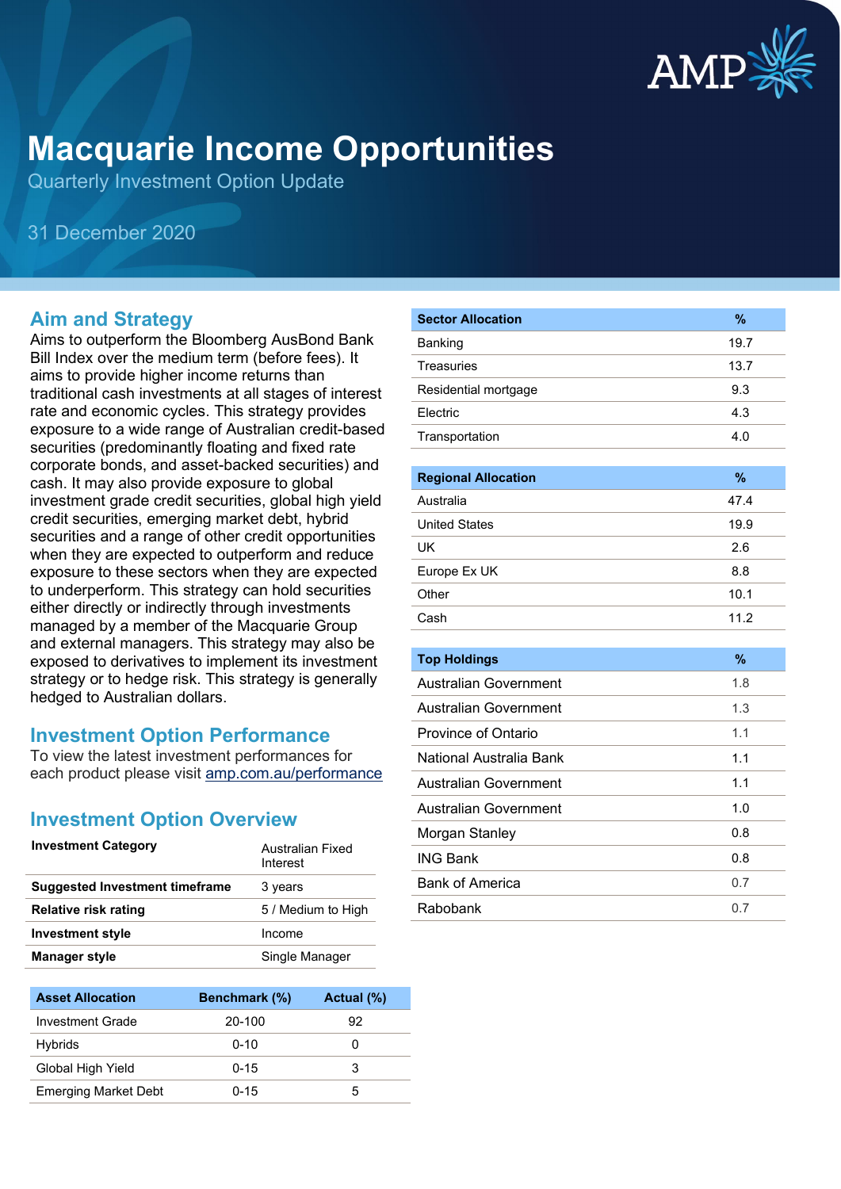# Macquarie Income Opportunities

Quarterly Investment Option Update

31 December 2020

## Aim and Strategy

Aims to outperform the Bloomberg AusBond Bank Bill Index over the medium term (before fees). It aims to provide higher income returns than traditional cash investments at all stages of interest rate and economic cycles. This strategy provides exposure to a wide range of Australian credit-based securities (predominantly floating and fixed rate corporate bonds, and asset-backed securities) and cash. It may also provide exposure to global investment grade credit securities, global high yield credit securities, emerging market debt, hybrid securities and a range of other credit opportunities when they are expected to outperform and reduce exposure to these sectors when they are expected to underperform. This strategy can hold securities either directly or indirectly through investments managed by a member of the Macquarie Group and external managers. This strategy may also be exposed to derivatives to implement its investment strategy or to hedge risk. This strategy is generally hedged to Australian dollars.

## Investment Option Performance

To view the latest investment performances for each product please visit amp.com.au/performance

## Investment Option Overview

| | |
|---|---|
| **Investment Category** | Australian Fixed Interest |
| **Suggested Investment timeframe** | 3 years |
| **Relative risk rating** | 5 / Medium to High |
| **Investment style** | Income |
| **Manager style** | Single Manager |

| Asset Allocation | Benchmark (%) | Actual (%) |
|---|---|---|
| Investment Grade | 20-100 | 92 |
| Hybrids | 0-10 | 0 |
| Global High Yield | 0-15 | 3 |
| Emerging Market Debt | 0-15 | 5 |

| Sector Allocation | % |
|---|---|
| Banking | 19.7 |
| Treasuries | 13.7 |
| Residential mortgage | 9.3 |
| Electric | 4.3 |
| Transportation | 4.0 |

| Regional Allocation | % |
|---|---|
| Australia | 47.4 |
| United States | 19.9 |
| UK | 2.6 |
| Europe Ex UK | 8.8 |
| Other | 10.1 |
| Cash | 11.2 |

| Top Holdings | % |
|---|---|
| Australian Government | 1.8 |
| Australian Government | 1.3 |
| Province of Ontario | 1.1 |
| National Australia Bank | 1.1 |
| Australian Government | 1.1 |
| Australian Government | 1.0 |
| Morgan Stanley | 0.8 |
| ING Bank | 0.8 |
| Bank of America | 0.7 |
| Rabobank | 0.7 |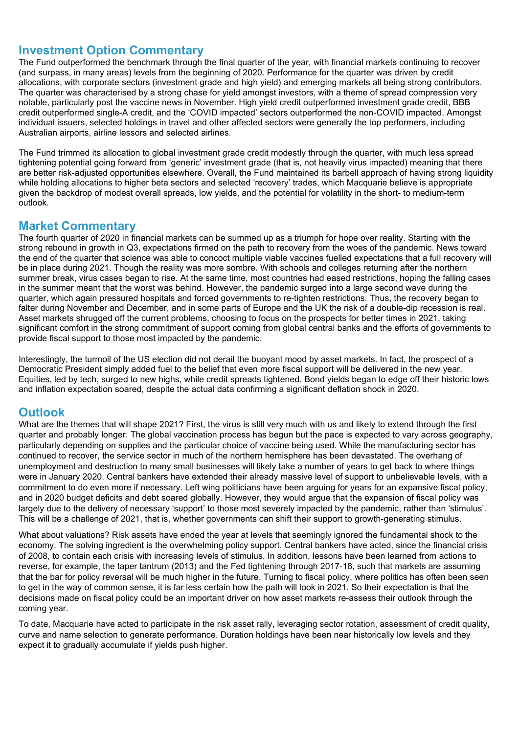## Investment Option Commentary

The Fund outperformed the benchmark through the final quarter of the year, with financial markets continuing to recover (and surpass, in many areas) levels from the beginning of 2020. Performance for the quarter was driven by credit allocations, with corporate sectors (investment grade and high yield) and emerging markets all being strong contributors. The quarter was characterised by a strong chase for yield amongst investors, with a theme of spread compression very notable, particularly post the vaccine news in November. High yield credit outperformed investment grade credit, BBB credit outperformed single-A credit, and the 'COVID impacted' sectors outperformed the non-COVID impacted. Amongst individual issuers, selected holdings in travel and other affected sectors were generally the top performers, including Australian airports, airline lessors and selected airlines.

The Fund trimmed its allocation to global investment grade credit modestly through the quarter, with much less spread tightening potential going forward from 'generic' investment grade (that is, not heavily virus impacted) meaning that there are better risk-adjusted opportunities elsewhere. Overall, the Fund maintained its barbell approach of having strong liquidity while holding allocations to higher beta sectors and selected 'recovery' trades, which Macquarie believe is appropriate given the backdrop of modest overall spreads, low yields, and the potential for volatility in the short- to medium-term outlook.

## Market Commentary

The fourth quarter of 2020 in financial markets can be summed up as a triumph for hope over reality. Starting with the strong rebound in growth in Q3, expectations firmed on the path to recovery from the woes of the pandemic. News toward the end of the quarter that science was able to concoct multiple viable vaccines fuelled expectations that a full recovery will be in place during 2021. Though the reality was more sombre. With schools and colleges returning after the northern summer break, virus cases began to rise. At the same time, most countries had eased restrictions, hoping the falling cases in the summer meant that the worst was behind. However, the pandemic surged into a large second wave during the quarter, which again pressured hospitals and forced governments to re-tighten restrictions. Thus, the recovery began to falter during November and December, and in some parts of Europe and the UK the risk of a double-dip recession is real. Asset markets shrugged off the current problems, choosing to focus on the prospects for better times in 2021, taking significant comfort in the strong commitment of support coming from global central banks and the efforts of governments to provide fiscal support to those most impacted by the pandemic.

Interestingly, the turmoil of the US election did not derail the buoyant mood by asset markets. In fact, the prospect of a Democratic President simply added fuel to the belief that even more fiscal support will be delivered in the new year. Equities, led by tech, surged to new highs, while credit spreads tightened. Bond yields began to edge off their historic lows and inflation expectation soared, despite the actual data confirming a significant deflation shock in 2020.

## Outlook

What are the themes that will shape 2021? First, the virus is still very much with us and likely to extend through the first quarter and probably longer. The global vaccination process has begun but the pace is expected to vary across geography, particularly depending on supplies and the particular choice of vaccine being used. While the manufacturing sector has continued to recover, the service sector in much of the northern hemisphere has been devastated. The overhang of unemployment and destruction to many small businesses will likely take a number of years to get back to where things were in January 2020. Central bankers have extended their already massive level of support to unbelievable levels, with a commitment to do even more if necessary. Left wing politicians have been arguing for years for an expansive fiscal policy, and in 2020 budget deficits and debt soared globally. However, they would argue that the expansion of fiscal policy was largely due to the delivery of necessary 'support' to those most severely impacted by the pandemic, rather than 'stimulus'. This will be a challenge of 2021, that is, whether governments can shift their support to growth-generating stimulus.

What about valuations? Risk assets have ended the year at levels that seemingly ignored the fundamental shock to the economy. The solving ingredient is the overwhelming policy support. Central bankers have acted, since the financial crisis of 2008, to contain each crisis with increasing levels of stimulus. In addition, lessons have been learned from actions to reverse, for example, the taper tantrum (2013) and the Fed tightening through 2017-18, such that markets are assuming that the bar for policy reversal will be much higher in the future. Turning to fiscal policy, where politics has often been seen to get in the way of common sense, it is far less certain how the path will look in 2021. So their expectation is that the decisions made on fiscal policy could be an important driver on how asset markets re-assess their outlook through the coming year.

To date, Macquarie have acted to participate in the risk asset rally, leveraging sector rotation, assessment of credit quality, curve and name selection to generate performance. Duration holdings have been near historically low levels and they expect it to gradually accumulate if yields push higher.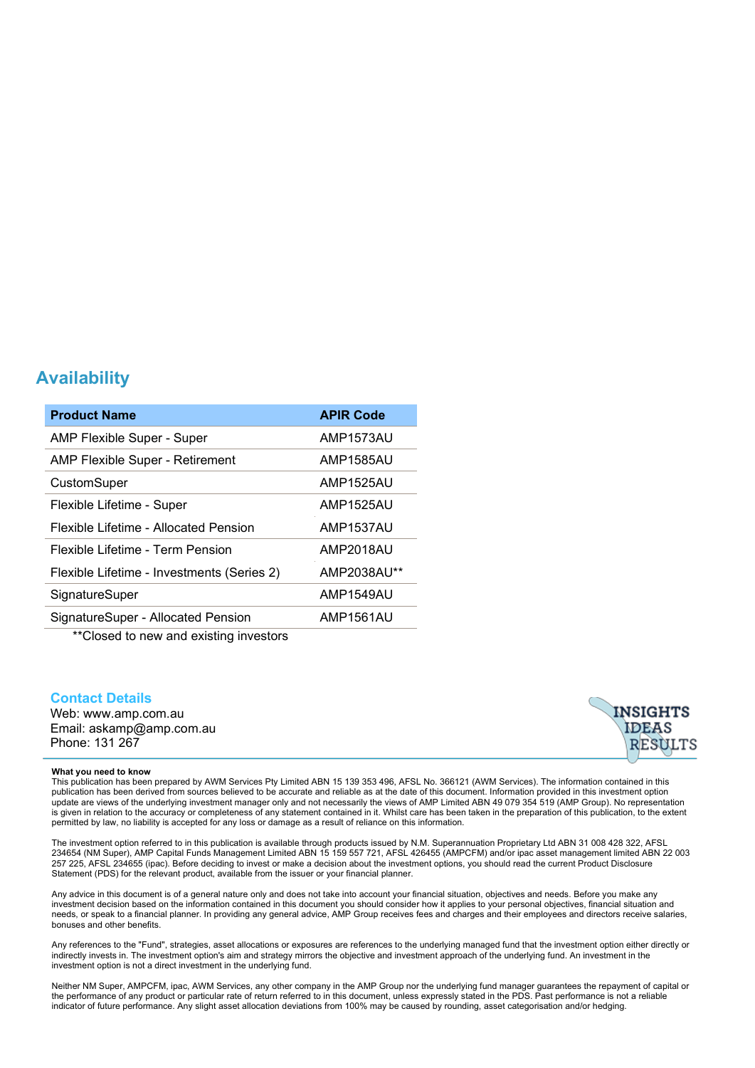## Availability

| Product Name | APIR Code |
|---|---|
| AMP Flexible Super - Super | AMP1573AU |
| AMP Flexible Super - Retirement | AMP1585AU |
| CustomSuper | AMP1525AU |
| Flexible Lifetime - Super | AMP1525AU |
| Flexible Lifetime - Allocated Pension | AMP1537AU |
| Flexible Lifetime - Term Pension | AMP2018AU |
| Flexible Lifetime - Investments (Series 2) | AMP2038AU** |
| SignatureSuper | AMP1549AU |
| SignatureSuper - Allocated Pension | AMP1561AU |

**Closed to new and existing investors

### Contact Details

Web: www.amp.com.au
Email: askamp@amp.com.au
Phone: 131 267

INSIGHTS
IDEAS
RESULTS

**What you need to know**

This publication has been prepared by AWM Services Pty Limited ABN 15 139 353 496, AFSL No. 366121 (AWM Services). The information contained in this publication has been derived from sources believed to be accurate and reliable as at the date of this document. Information provided in this investment option update are views of the underlying investment manager only and not necessarily the views of AMP Limited ABN 49 079 354 519 (AMP Group). No representation is given in relation to the accuracy or completeness of any statement contained in it. Whilst care has been taken in the preparation of this publication, to the extent permitted by law, no liability is accepted for any loss or damage as a result of reliance on this information.

The investment option referred to in this publication is available through products issued by N.M. Superannuation Proprietary Ltd ABN 31 008 428 322, AFSL 234654 (NM Super), AMP Capital Funds Management Limited ABN 15 159 557 721, AFSL 426455 (AMPCFM) and/or ipac asset management limited ABN 22 003 257 225, AFSL 234655 (ipac). Before deciding to invest or make a decision about the investment options, you should read the current Product Disclosure Statement (PDS) for the relevant product, available from the issuer or your financial planner.

Any advice in this document is of a general nature only and does not take into account your financial situation, objectives and needs. Before you make any investment decision based on the information contained in this document you should consider how it applies to your personal objectives, financial situation and needs, or speak to a financial planner. In providing any general advice, AMP Group receives fees and charges and their employees and directors receive salaries, bonuses and other benefits.

Any references to the "Fund", strategies, asset allocations or exposures are references to the underlying managed fund that the investment option either directly or indirectly invests in. The investment option's aim and strategy mirrors the objective and investment approach of the underlying fund. An investment in the investment option is not a direct investment in the underlying fund.

Neither NM Super, AMPCFM, ipac, AWM Services, any other company in the AMP Group nor the underlying fund manager guarantees the repayment of capital or the performance of any product or particular rate of return referred to in this document, unless expressly stated in the PDS. Past performance is not a reliable indicator of future performance. Any slight asset allocation deviations from 100% may be caused by rounding, asset categorisation and/or hedging.